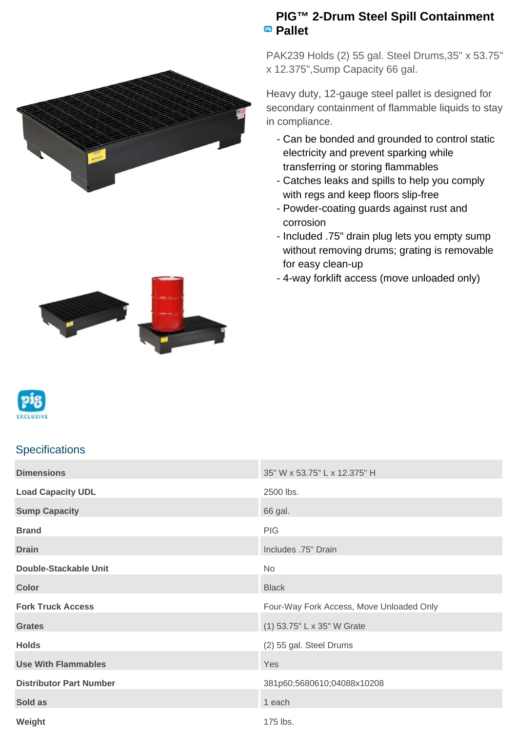# PIG™ 2-Drum Steel Spill Containment Pallet

PAK239 Holds (2) 55 gal. Steel Drums,35" x 53.75" x 12.375",Sump Capacity 66 gal.

Heavy duty, 12-gauge steel pallet is designed for secondary containment of flammable liquids to stay in compliance.

- Can be bonded and grounded to control static electricity and prevent sparking while transferring or storing flammables
- Catches leaks and spills to help you comply with regs and keep floors slip-free
- Powder-coating guards against rust and corrosion
- Included .75" drain plug lets you empty sump without removing drums; grating is removable for easy clean-up
- 4-way forklift access (move unloaded only)

## Specifications

| | |
|---|---|
| **Dimensions** | 35" W x 53.75" L x 12.375" H |
| **Load Capacity UDL** | 2500 lbs. |
| **Sump Capacity** | 66 gal. |
| **Brand** | PIG |
| **Drain** | Includes .75" Drain |
| **Double-Stackable Unit** | No |
| **Color** | Black |
| **Fork Truck Access** | Four-Way Fork Access, Move Unloaded Only |
| **Grates** | (1) 53.75" L x 35" W Grate |
| **Holds** | (2) 55 gal. Steel Drums |
| **Use With Flammables** | Yes |
| **Distributor Part Number** | 381p60;5680610;04088x10208 |
| **Sold as** | 1 each |
| **Weight** | 175 lbs. |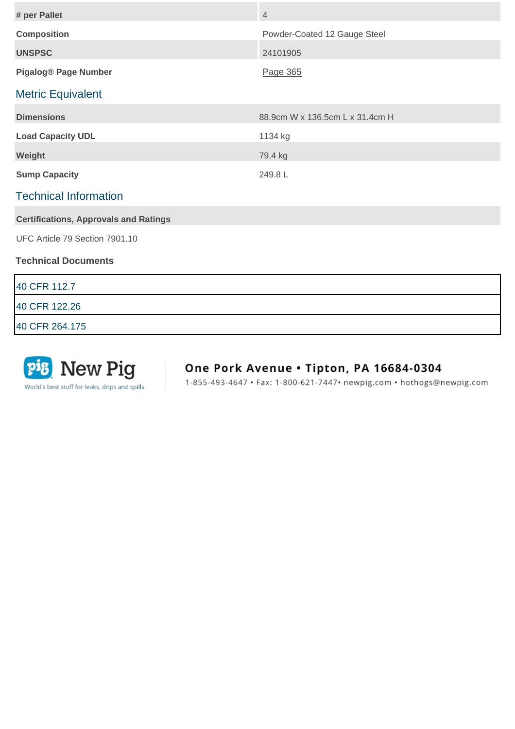| | |
|---|---|
| # per Pallet | 4 |
| Composition | Powder-Coated 12 Gauge Steel |
| UNSPSC | 24101905 |
| Pigalog® Page Number | Page 365 |

## Metric Equivalent

| | |
|---|---|
| Dimensions | 88.9cm W x 136.5cm L x 31.4cm H |
| Load Capacity UDL | 1134 kg |
| Weight | 79.4 kg |
| Sump Capacity | 249.8 L |

## Technical Information

**Certifications, Approvals and Ratings**

UFC Article 79 Section 7901.10

**Technical Documents**

| |
|---|
| 40 CFR 112.7 |
| 40 CFR 122.26 |
| 40 CFR 264.175 |

New Pig
World's best stuff for leaks, drips and spills.

**One Pork Avenue • Tipton, PA 16684-0304**
1-855-493-4647 • Fax: 1-800-621-7447• newpig.com • hothogs@newpig.com